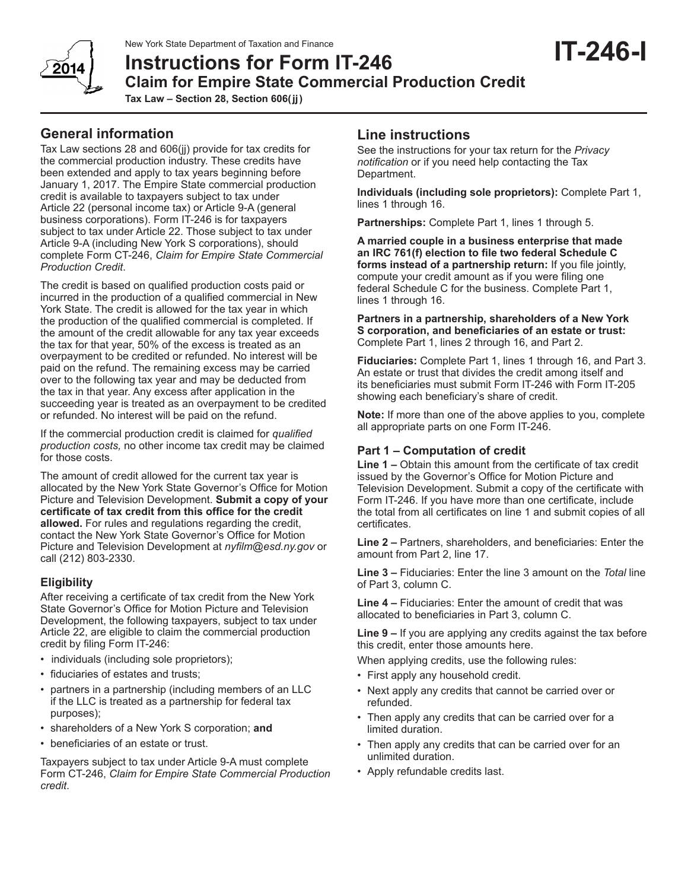New York State Department of Taxation and Finance

# Instructions for Form IT-246 — IT-246-I

## Claim for Empire State Commercial Production Credit

**Tax Law – Section 28, Section 606(jj)**

2014

## General information

Tax Law sections 28 and 606(jj) provide for tax credits for the commercial production industry. These credits have been extended and apply to tax years beginning before January 1, 2017. The Empire State commercial production credit is available to taxpayers subject to tax under Article 22 (personal income tax) or Article 9-A (general business corporations). Form IT-246 is for taxpayers subject to tax under Article 22. Those subject to tax under Article 9-A (including New York S corporations), should complete Form CT-246, *Claim for Empire State Commercial Production Credit*.

The credit is based on qualified production costs paid or incurred in the production of a qualified commercial in New York State. The credit is allowed for the tax year in which the production of the qualified commercial is completed. If the amount of the credit allowable for any tax year exceeds the tax for that year, 50% of the excess is treated as an overpayment to be credited or refunded. No interest will be paid on the refund. The remaining excess may be carried over to the following tax year and may be deducted from the tax in that year. Any excess after application in the succeeding year is treated as an overpayment to be credited or refunded. No interest will be paid on the refund.

If the commercial production credit is claimed for *qualified production costs,* no other income tax credit may be claimed for those costs.

The amount of credit allowed for the current tax year is allocated by the New York State Governor's Office for Motion Picture and Television Development. **Submit a copy of your certificate of tax credit from this office for the credit allowed.** For rules and regulations regarding the credit, contact the New York State Governor's Office for Motion Picture and Television Development at *nyfilm@esd.ny.gov* or call (212) 803-2330.

### Eligibility

After receiving a certificate of tax credit from the New York State Governor's Office for Motion Picture and Television Development, the following taxpayers, subject to tax under Article 22, are eligible to claim the commercial production credit by filing Form IT-246:

- individuals (including sole proprietors);
- fiduciaries of estates and trusts;
- partners in a partnership (including members of an LLC if the LLC is treated as a partnership for federal tax purposes);
- shareholders of a New York S corporation; **and**
- beneficiaries of an estate or trust.

Taxpayers subject to tax under Article 9-A must complete Form CT-246, *Claim for Empire State Commercial Production credit*.

## Line instructions

See the instructions for your tax return for the *Privacy notification* or if you need help contacting the Tax Department.

**Individuals (including sole proprietors):** Complete Part 1, lines 1 through 16.

**Partnerships:** Complete Part 1, lines 1 through 5.

**A married couple in a business enterprise that made an IRC 761(f) election to file two federal Schedule C forms instead of a partnership return:** If you file jointly, compute your credit amount as if you were filing one federal Schedule C for the business. Complete Part 1, lines 1 through 16.

**Partners in a partnership, shareholders of a New York S corporation, and beneficiaries of an estate or trust:** Complete Part 1, lines 2 through 16, and Part 2.

**Fiduciaries:** Complete Part 1, lines 1 through 16, and Part 3. An estate or trust that divides the credit among itself and its beneficiaries must submit Form IT-246 with Form IT-205 showing each beneficiary's share of credit.

**Note:** If more than one of the above applies to you, complete all appropriate parts on one Form IT-246.

### Part 1 – Computation of credit

**Line 1 –** Obtain this amount from the certificate of tax credit issued by the Governor's Office for Motion Picture and Television Development. Submit a copy of the certificate with Form IT-246. If you have more than one certificate, include the total from all certificates on line 1 and submit copies of all certificates.

**Line 2 –** Partners, shareholders, and beneficiaries: Enter the amount from Part 2, line 17.

**Line 3 –** Fiduciaries: Enter the line 3 amount on the *Total* line of Part 3, column C.

**Line 4 –** Fiduciaries: Enter the amount of credit that was allocated to beneficiaries in Part 3, column C.

**Line 9 –** If you are applying any credits against the tax before this credit, enter those amounts here.

When applying credits, use the following rules:

- First apply any household credit.
- Next apply any credits that cannot be carried over or refunded.
- Then apply any credits that can be carried over for a limited duration.
- Then apply any credits that can be carried over for an unlimited duration.
- Apply refundable credits last.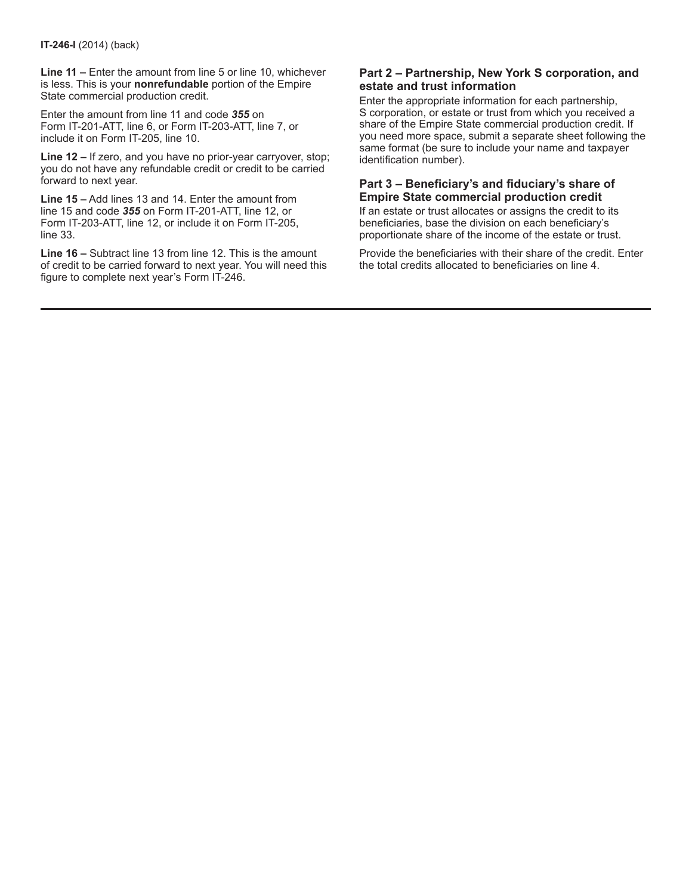**Line 11 –** Enter the amount from line 5 or line 10, whichever is less. This is your **nonrefundable** portion of the Empire State commercial production credit.

Enter the amount from line 11 and code ***355*** on Form IT-201-ATT, line 6, or Form IT-203-ATT, line 7, or include it on Form IT-205, line 10.

**Line 12 –** If zero, and you have no prior-year carryover, stop; you do not have any refundable credit or credit to be carried forward to next year.

**Line 15 –** Add lines 13 and 14. Enter the amount from line 15 and code ***355*** on Form IT-201-ATT, line 12, or Form IT-203-ATT, line 12, or include it on Form IT-205, line 33.

**Line 16 –** Subtract line 13 from line 12. This is the amount of credit to be carried forward to next year. You will need this figure to complete next year's Form IT-246.

## Part 2 – Partnership, New York S corporation, and estate and trust information

Enter the appropriate information for each partnership, S corporation, or estate or trust from which you received a share of the Empire State commercial production credit. If you need more space, submit a separate sheet following the same format (be sure to include your name and taxpayer identification number).

## Part 3 – Beneficiary's and fiduciary's share of Empire State commercial production credit

If an estate or trust allocates or assigns the credit to its beneficiaries, base the division on each beneficiary's proportionate share of the income of the estate or trust.

Provide the beneficiaries with their share of the credit. Enter the total credits allocated to beneficiaries on line 4.